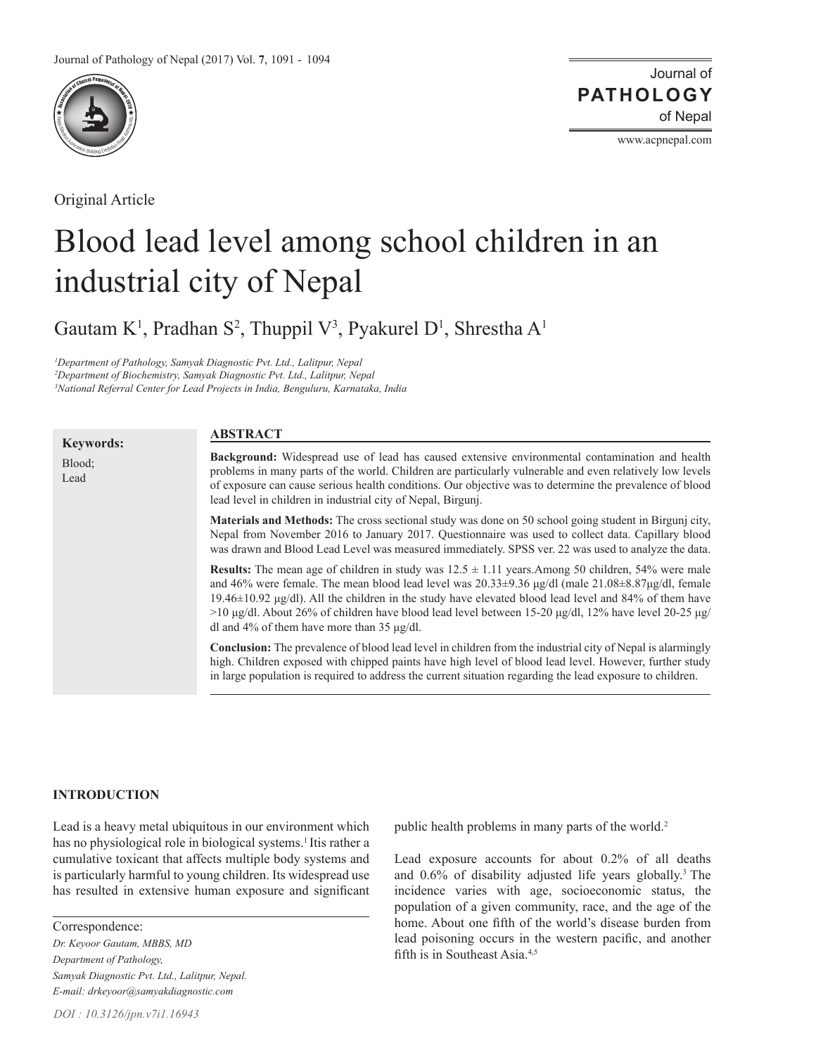Original Article

# Blood lead level among school children in an industrial city of Nepal

Gautam K[1], Pradhan S[2], Thuppil V[3], Pyakurel D[1], Shrestha A[1]

*[1]Department of Pathology, Samyak Diagnostic Pvt. Ltd., Lalitpur, Nepal*
*[2]Department of Biochemistry, Samyak Diagnostic Pvt. Ltd., Lalitpur, Nepal*
*[3]National Referral Center for Lead Projects in India, Benguluru, Karnataka, India*

**Keywords:**
Blood;
Lead

## ABSTRACT

**Background:** Widespread use of lead has caused extensive environmental contamination and health problems in many parts of the world. Children are particularly vulnerable and even relatively low levels of exposure can cause serious health conditions. Our objective was to determine the prevalence of blood lead level in children in industrial city of Nepal, Birgunj.

**Materials and Methods:** The cross sectional study was done on 50 school going student in Birgunj city, Nepal from November 2016 to January 2017. Questionnaire was used to collect data. Capillary blood was drawn and Blood Lead Level was measured immediately. SPSS ver. 22 was used to analyze the data.

**Results:** The mean age of children in study was 12.5 ± 1.11 years.Among 50 children, 54% were male and 46% were female. The mean blood lead level was 20.33±9.36 µg/dl (male 21.08±8.87µg/dl, female 19.46±10.92 µg/dl). All the children in the study have elevated blood lead level and 84% of them have >10 µg/dl. About 26% of children have blood lead level between 15-20 µg/dl, 12% have level 20-25 µg/dl and 4% of them have more than 35 µg/dl.

**Conclusion:** The prevalence of blood lead level in children from the industrial city of Nepal is alarmingly high. Children exposed with chipped paints have high level of blood lead level. However, further study in large population is required to address the current situation regarding the lead exposure to children.

## INTRODUCTION

Lead is a heavy metal ubiquitous in our environment which has no physiological role in biological systems.[1] Itis rather a cumulative toxicant that affects multiple body systems and is particularly harmful to young children. Its widespread use has resulted in extensive human exposure and significant public health problems in many parts of the world.[2]

Lead exposure accounts for about 0.2% of all deaths and 0.6% of disability adjusted life years globally.[3] The incidence varies with age, socioeconomic status, the population of a given community, race, and the age of the home. About one fifth of the world's disease burden from lead poisoning occurs in the western pacific, and another fifth is in Southeast Asia.[4,5]

Correspondence:
*Dr. Keyoor Gautam, MBBS, MD*
*Department of Pathology,*
*Samyak Diagnostic Pvt. Ltd., Lalitpur, Nepal.*
*E-mail: drkeyoor@samyakdiagnostic.com*

*DOI : 10.3126/jpn.v7i1.16943*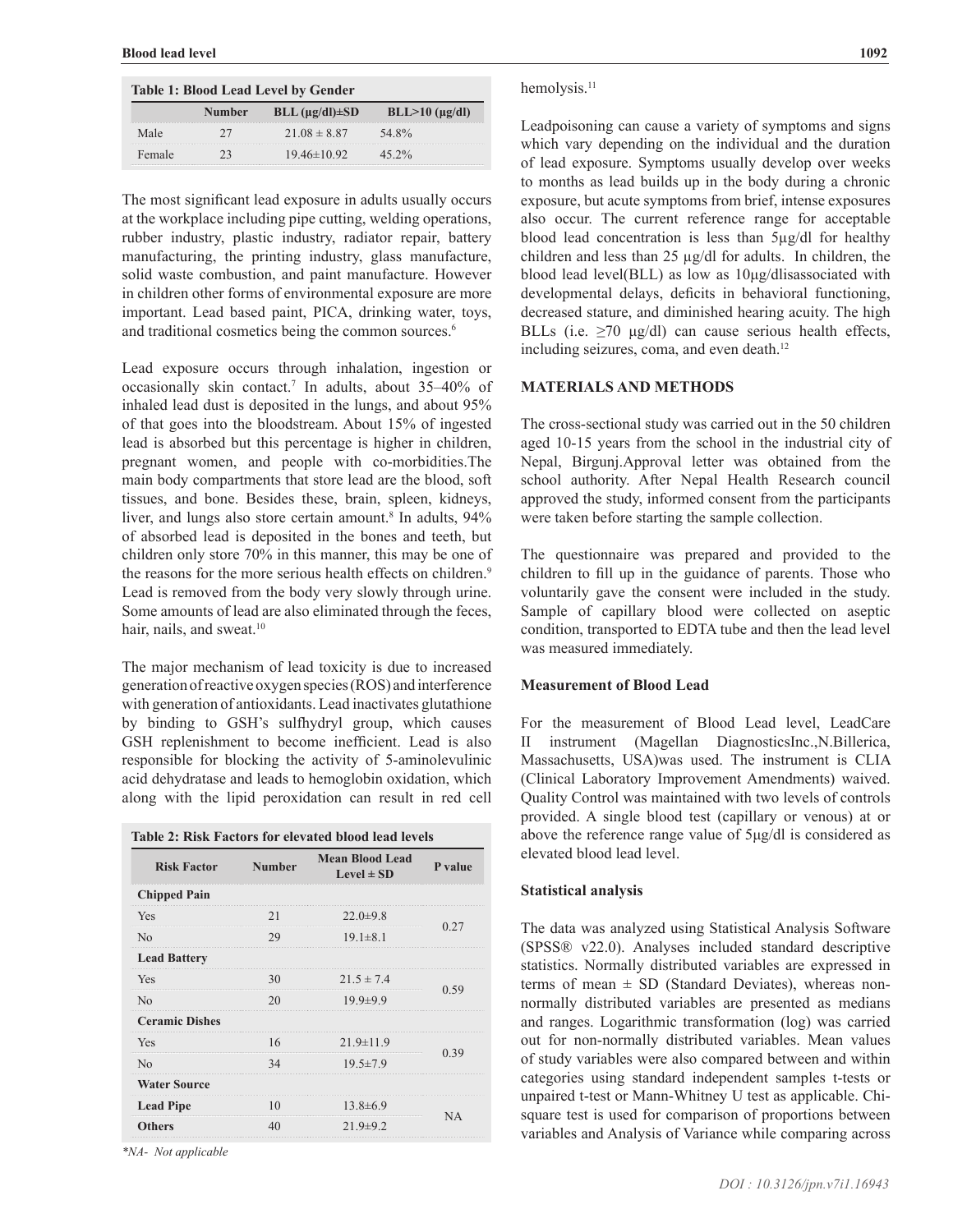**Table 1: Blood Lead Level by Gender**

| | Number | BLL (µg/dl)±SD | BLL>10 (µg/dl) |
|---|---|---|---|
| Male | 27 | 21.08 ± 8.87 | 54.8% |
| Female | 23 | 19.46±10.92 | 45.2% |

The most significant lead exposure in adults usually occurs at the workplace including pipe cutting, welding operations, rubber industry, plastic industry, radiator repair, battery manufacturing, the printing industry, glass manufacture, solid waste combustion, and paint manufacture. However in children other forms of environmental exposure are more important. Lead based paint, PICA, drinking water, toys, and traditional cosmetics being the common sources.[6]

Lead exposure occurs through inhalation, ingestion or occasionally skin contact.[7] In adults, about 35–40% of inhaled lead dust is deposited in the lungs, and about 95% of that goes into the bloodstream. About 15% of ingested lead is absorbed but this percentage is higher in children, pregnant women, and people with co-morbidities.The main body compartments that store lead are the blood, soft tissues, and bone. Besides these, brain, spleen, kidneys, liver, and lungs also store certain amount.[8] In adults, 94% of absorbed lead is deposited in the bones and teeth, but children only store 70% in this manner, this may be one of the reasons for the more serious health effects on children.[9] Lead is removed from the body very slowly through urine. Some amounts of lead are also eliminated through the feces, hair, nails, and sweat.[10]

The major mechanism of lead toxicity is due to increased generation of reactive oxygen species (ROS) and interference with generation of antioxidants. Lead inactivates glutathione by binding to GSH's sulfhydryl group, which causes GSH replenishment to become inefficient. Lead is also responsible for blocking the activity of 5-aminolevulinic acid dehydratase and leads to hemoglobin oxidation, which along with the lipid peroxidation can result in red cell hemolysis.[11]

**Table 2: Risk Factors for elevated blood lead levels**

| Risk Factor | Number | Mean Blood Lead Level ± SD | P value |
|---|---|---|---|
| **Chipped Pain** | | | |
| Yes | 21 | 22.0±9.8 | 0.27 |
| No | 29 | 19.1±8.1 | |
| **Lead Battery** | | | |
| Yes | 30 | 21.5 ± 7.4 | 0.59 |
| No | 20 | 19.9±9.9 | |
| **Ceramic Dishes** | | | |
| Yes | 16 | 21.9±11.9 | 0.39 |
| No | 34 | 19.5±7.9 | |
| **Water Source** | | | |
| **Lead Pipe** | 10 | 13.8±6.9 | NA |
| **Others** | 40 | 21.9±9.2 | |

*NA- Not applicable*

Leadpoisoning can cause a variety of symptoms and signs which vary depending on the individual and the duration of lead exposure. Symptoms usually develop over weeks to months as lead builds up in the body during a chronic exposure, but acute symptoms from brief, intense exposures also occur. The current reference range for acceptable blood lead concentration is less than 5µg/dl for healthy children and less than 25 µg/dl for adults. In children, the blood lead level(BLL) as low as 10µg/dlisassociated with developmental delays, deficits in behavioral functioning, decreased stature, and diminished hearing acuity. The high BLLs (i.e. ≥70 µg/dl) can cause serious health effects, including seizures, coma, and even death.[12]

## MATERIALS AND METHODS

The cross-sectional study was carried out in the 50 children aged 10-15 years from the school in the industrial city of Nepal, Birgunj.Approval letter was obtained from the school authority. After Nepal Health Research council approved the study, informed consent from the participants were taken before starting the sample collection.

The questionnaire was prepared and provided to the children to fill up in the guidance of parents. Those who voluntarily gave the consent were included in the study. Sample of capillary blood were collected on aseptic condition, transported to EDTA tube and then the lead level was measured immediately.

### Measurement of Blood Lead

For the measurement of Blood Lead level, LeadCare II instrument (Magellan DiagnosticsInc.,N.Billerica, Massachusetts, USA)was used. The instrument is CLIA (Clinical Laboratory Improvement Amendments) waived. Quality Control was maintained with two levels of controls provided. A single blood test (capillary or venous) at or above the reference range value of 5µg/dl is considered as elevated blood lead level.

### Statistical analysis

The data was analyzed using Statistical Analysis Software (SPSS® v22.0). Analyses included standard descriptive statistics. Normally distributed variables are expressed in terms of mean ± SD (Standard Deviates), whereas non-normally distributed variables are presented as medians and ranges. Logarithmic transformation (log) was carried out for non-normally distributed variables. Mean values of study variables were also compared between and within categories using standard independent samples t-tests or unpaired t-test or Mann-Whitney U test as applicable. Chi-square test is used for comparison of proportions between variables and Analysis of Variance while comparing across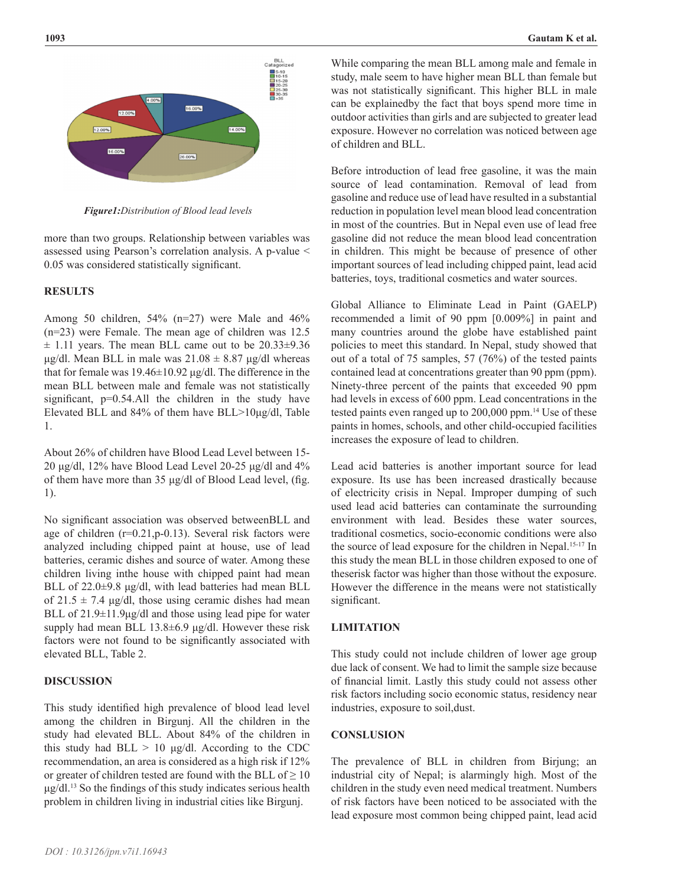*Figure1:Distribution of Blood lead levels*

more than two groups. Relationship between variables was assessed using Pearson's correlation analysis. A p-value < 0.05 was considered statistically significant.

## RESULTS

Among 50 children, 54% (n=27) were Male and 46% (n=23) were Female. The mean age of children was 12.5 ± 1.11 years. The mean BLL came out to be 20.33±9.36 µg/dl. Mean BLL in male was 21.08 ± 8.87 µg/dl whereas that for female was 19.46±10.92 µg/dl. The difference in the mean BLL between male and female was not statistically significant, p=0.54.All the children in the study have Elevated BLL and 84% of them have BLL>10µg/dl, Table 1.

About 26% of children have Blood Lead Level between 15-20 µg/dl, 12% have Blood Lead Level 20-25 µg/dl and 4% of them have more than 35 µg/dl of Blood Lead level, (fig. 1).

No significant association was observed betweenBLL and age of children (r=0.21,p-0.13). Several risk factors were analyzed including chipped paint at house, use of lead batteries, ceramic dishes and source of water. Among these children living inthe house with chipped paint had mean BLL of 22.0±9.8 µg/dl, with lead batteries had mean BLL of 21.5 ± 7.4 µg/dl, those using ceramic dishes had mean BLL of 21.9±11.9µg/dl and those using lead pipe for water supply had mean BLL 13.8±6.9 µg/dl. However these risk factors were not found to be significantly associated with elevated BLL, Table 2.

## DISCUSSION

This study identified high prevalence of blood lead level among the children in Birgunj. All the children in the study had elevated BLL. About 84% of the children in this study had BLL > 10 µg/dl. According to the CDC recommendation, an area is considered as a high risk if 12% or greater of children tested are found with the BLL of ≥ 10 µg/dl.[13] So the findings of this study indicates serious health problem in children living in industrial cities like Birgunj.

While comparing the mean BLL among male and female in study, male seem to have higher mean BLL than female but was not statistically significant. This higher BLL in male can be explainedby the fact that boys spend more time in outdoor activities than girls and are subjected to greater lead exposure. However no correlation was noticed between age of children and BLL.

Before introduction of lead free gasoline, it was the main source of lead contamination. Removal of lead from gasoline and reduce use of lead have resulted in a substantial reduction in population level mean blood lead concentration in most of the countries. But in Nepal even use of lead free gasoline did not reduce the mean blood lead concentration in children. This might be because of presence of other important sources of lead including chipped paint, lead acid batteries, toys, traditional cosmetics and water sources.

Global Alliance to Eliminate Lead in Paint (GAELP) recommended a limit of 90 ppm [0.009%] in paint and many countries around the globe have established paint policies to meet this standard. In Nepal, study showed that out of a total of 75 samples, 57 (76%) of the tested paints contained lead at concentrations greater than 90 ppm (ppm). Ninety-three percent of the paints that exceeded 90 ppm had levels in excess of 600 ppm. Lead concentrations in the tested paints even ranged up to 200,000 ppm.[14] Use of these paints in homes, schools, and other child-occupied facilities increases the exposure of lead to children.

Lead acid batteries is another important source for lead exposure. Its use has been increased drastically because of electricity crisis in Nepal. Improper dumping of such used lead acid batteries can contaminate the surrounding environment with lead. Besides these water sources, traditional cosmetics, socio-economic conditions were also the source of lead exposure for the children in Nepal.[15-17] In this study the mean BLL in those children exposed to one of theserisk factors was higher than those without the exposure. However the difference in the means were not statistically significant.

## LIMITATION

This study could not include children of lower age group due lack of consent. We had to limit the sample size because of financial limit. Lastly this study could not assess other risk factors including socio economic status, residency near industries, exposure to soil,dust.

## CONSLUSION

The prevalence of BLL in children from Birjung; an industrial city of Nepal; is alarmingly high. Most of the children in the study even need medical treatment. Numbers of risk factors have been noticed to be associated with the lead exposure most common being chipped paint, lead acid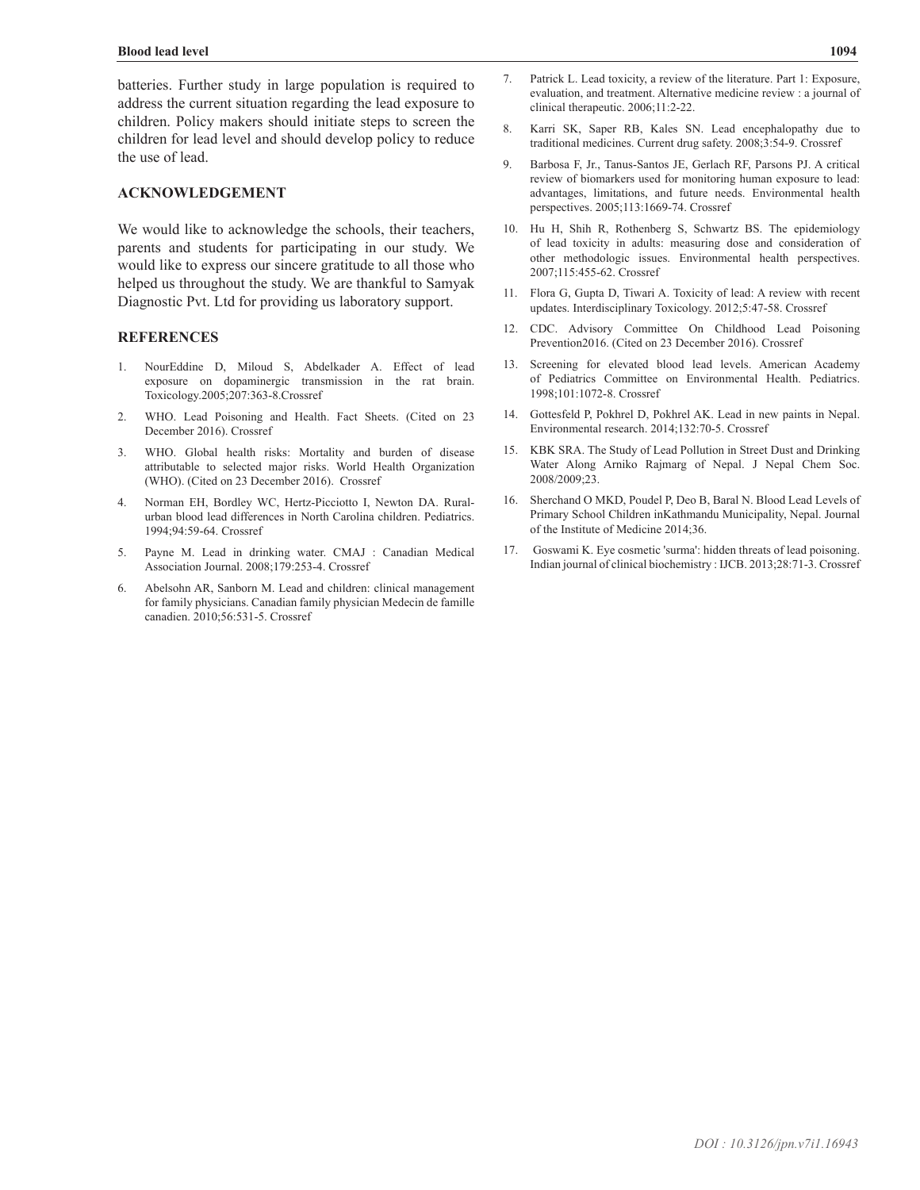batteries. Further study in large population is required to address the current situation regarding the lead exposure to children. Policy makers should initiate steps to screen the children for lead level and should develop policy to reduce the use of lead.

## ACKNOWLEDGEMENT

We would like to acknowledge the schools, their teachers, parents and students for participating in our study. We would like to express our sincere gratitude to all those who helped us throughout the study. We are thankful to Samyak Diagnostic Pvt. Ltd for providing us laboratory support.

## REFERENCES

1. NourEddine D, Miloud S, Abdelkader A. Effect of lead exposure on dopaminergic transmission in the rat brain. Toxicology.2005;207:363-8.Crossref
2. WHO. Lead Poisoning and Health. Fact Sheets. (Cited on 23 December 2016). Crossref
3. WHO. Global health risks: Mortality and burden of disease attributable to selected major risks. World Health Organization (WHO). (Cited on 23 December 2016). Crossref
4. Norman EH, Bordley WC, Hertz-Picciotto I, Newton DA. Rural-urban blood lead differences in North Carolina children. Pediatrics. 1994;94:59-64. Crossref
5. Payne M. Lead in drinking water. CMAJ : Canadian Medical Association Journal. 2008;179:253-4. Crossref
6. Abelsohn AR, Sanborn M. Lead and children: clinical management for family physicians. Canadian family physician Medecin de famille canadien. 2010;56:531-5. Crossref
7. Patrick L. Lead toxicity, a review of the literature. Part 1: Exposure, evaluation, and treatment. Alternative medicine review : a journal of clinical therapeutic. 2006;11:2-22.
8. Karri SK, Saper RB, Kales SN. Lead encephalopathy due to traditional medicines. Current drug safety. 2008;3:54-9. Crossref
9. Barbosa F, Jr., Tanus-Santos JE, Gerlach RF, Parsons PJ. A critical review of biomarkers used for monitoring human exposure to lead: advantages, limitations, and future needs. Environmental health perspectives. 2005;113:1669-74. Crossref
10. Hu H, Shih R, Rothenberg S, Schwartz BS. The epidemiology of lead toxicity in adults: measuring dose and consideration of other methodologic issues. Environmental health perspectives. 2007;115:455-62. Crossref
11. Flora G, Gupta D, Tiwari A. Toxicity of lead: A review with recent updates. Interdisciplinary Toxicology. 2012;5:47-58. Crossref
12. CDC. Advisory Committee On Childhood Lead Poisoning Prevention2016. (Cited on 23 December 2016). Crossref
13. Screening for elevated blood lead levels. American Academy of Pediatrics Committee on Environmental Health. Pediatrics. 1998;101:1072-8. Crossref
14. Gottesfeld P, Pokhrel D, Pokhrel AK. Lead in new paints in Nepal. Environmental research. 2014;132:70-5. Crossref
15. KBK SRA. The Study of Lead Pollution in Street Dust and Drinking Water Along Arniko Rajmarg of Nepal. J Nepal Chem Soc. 2008/2009;23.
16. Sherchand O MKD, Poudel P, Deo B, Baral N. Blood Lead Levels of Primary School Children inKathmandu Municipality, Nepal. Journal of the Institute of Medicine 2014;36.
17. Goswami K. Eye cosmetic 'surma': hidden threats of lead poisoning. Indian journal of clinical biochemistry : IJCB. 2013;28:71-3. Crossref